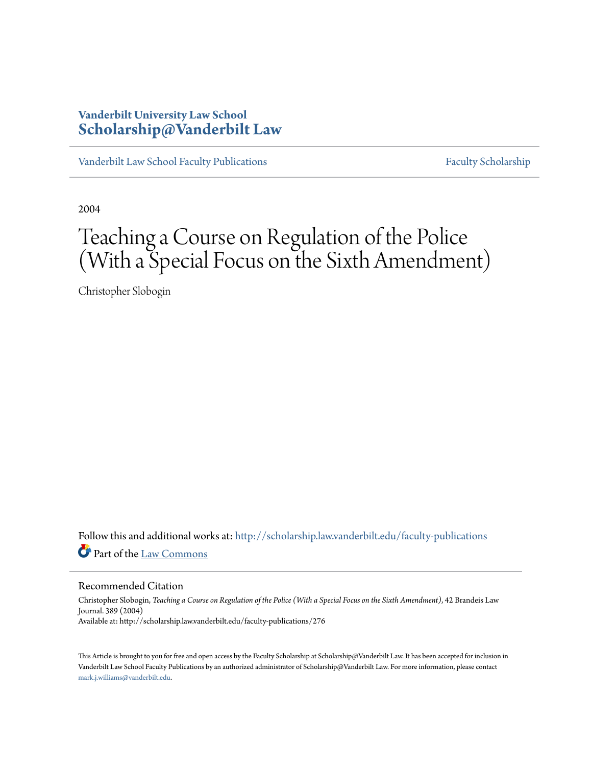# Vanderbilt University Law School
# Scholarship@Vanderbilt Law

Vanderbilt Law School Faculty Publications | Faculty Scholarship

2004

# Teaching a Course on Regulation of the Police (With a Special Focus on the Sixth Amendment)

Christopher Slobogin

Follow this and additional works at: http://scholarship.law.vanderbilt.edu/faculty-publications

Part of the Law Commons

## Recommended Citation

Christopher Slobogin, *Teaching a Course on Regulation of the Police (With a Special Focus on the Sixth Amendment)*, 42 Brandeis Law Journal. 389 (2004)
Available at: http://scholarship.law.vanderbilt.edu/faculty-publications/276

This Article is brought to you for free and open access by the Faculty Scholarship at Scholarship@Vanderbilt Law. It has been accepted for inclusion in Vanderbilt Law School Faculty Publications by an authorized administrator of Scholarship@Vanderbilt Law. For more information, please contact mark.j.williams@vanderbilt.edu.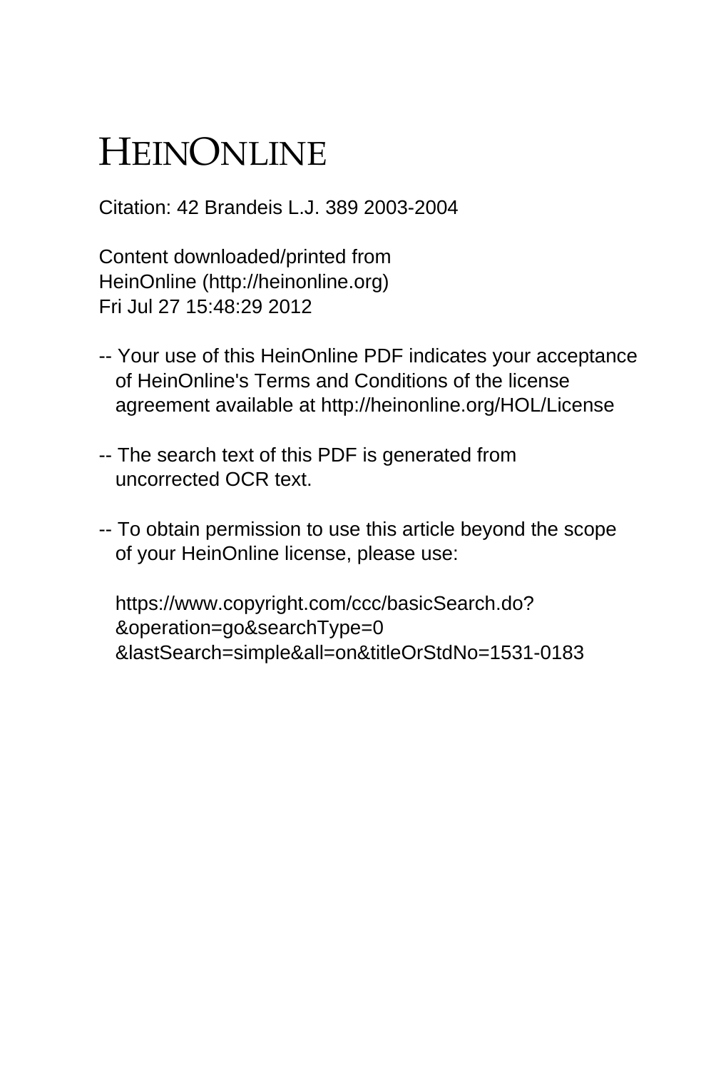# HEINONLINE

Citation: 42 Brandeis L.J. 389 2003-2004

Content downloaded/printed from
HeinOnline (http://heinonline.org)
Fri Jul 27 15:48:29 2012

-- Your use of this HeinOnline PDF indicates your acceptance of HeinOnline's Terms and Conditions of the license agreement available at http://heinonline.org/HOL/License

-- The search text of this PDF is generated from uncorrected OCR text.

-- To obtain permission to use this article beyond the scope of your HeinOnline license, please use:

https://www.copyright.com/ccc/basicSearch.do?&operation=go&searchType=0&lastSearch=simple&all=on&titleOrStdNo=1531-0183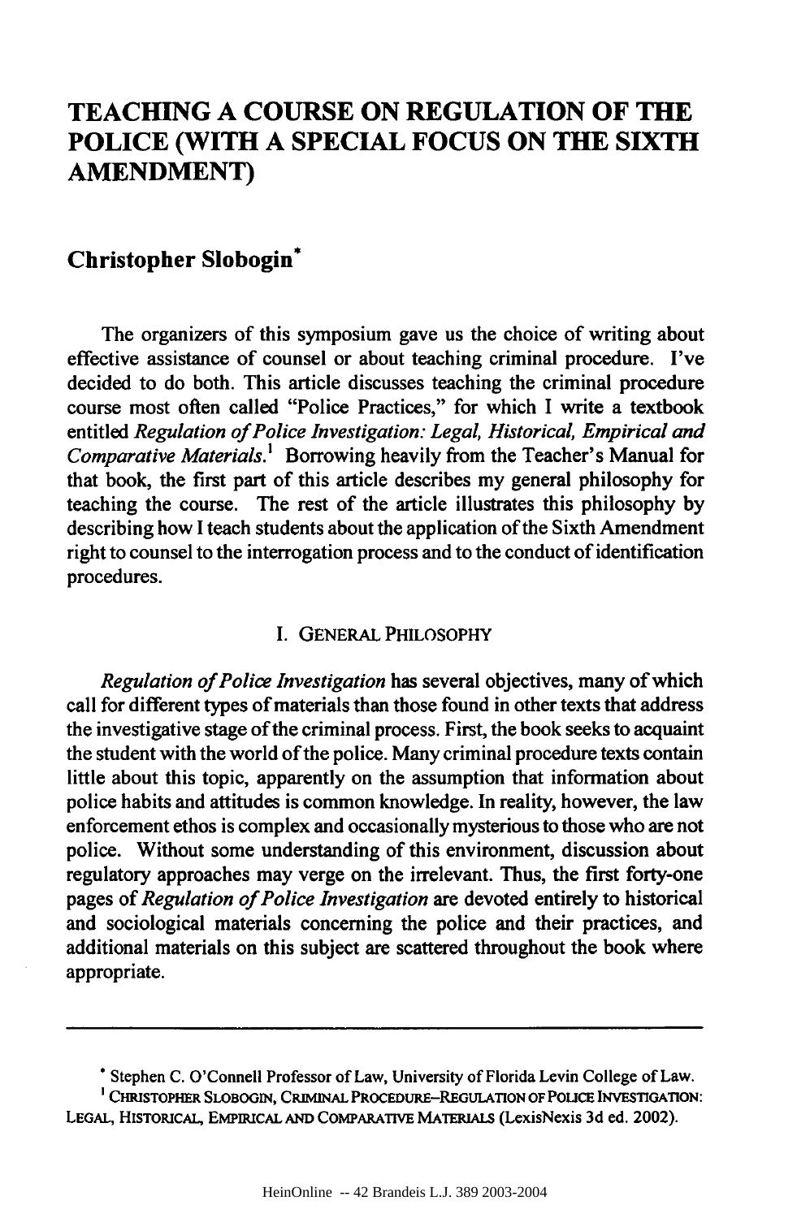# TEACHING A COURSE ON REGULATION OF THE POLICE (WITH A SPECIAL FOCUS ON THE SIXTH AMENDMENT)

## Christopher Slobogin*

The organizers of this symposium gave us the choice of writing about effective assistance of counsel or about teaching criminal procedure. I've decided to do both. This article discusses teaching the criminal procedure course most often called "Police Practices," for which I write a textbook entitled *Regulation of Police Investigation: Legal, Historical, Empirical and Comparative Materials*.[1] Borrowing heavily from the Teacher's Manual for that book, the first part of this article describes my general philosophy for teaching the course. The rest of the article illustrates this philosophy by describing how I teach students about the application of the Sixth Amendment right to counsel to the interrogation process and to the conduct of identification procedures.

### I. GENERAL PHILOSOPHY

*Regulation of Police Investigation* has several objectives, many of which call for different types of materials than those found in other texts that address the investigative stage of the criminal process. First, the book seeks to acquaint the student with the world of the police. Many criminal procedure texts contain little about this topic, apparently on the assumption that information about police habits and attitudes is common knowledge. In reality, however, the law enforcement ethos is complex and occasionally mysterious to those who are not police. Without some understanding of this environment, discussion about regulatory approaches may verge on the irrelevant. Thus, the first forty-one pages of *Regulation of Police Investigation* are devoted entirely to historical and sociological materials concerning the police and their practices, and additional materials on this subject are scattered throughout the book where appropriate.

---

\* Stephen C. O'Connell Professor of Law, University of Florida Levin College of Law.

[1] CHRISTOPHER SLOBOGIN, CRIMINAL PROCEDURE–REGULATION OF POLICE INVESTIGATION: LEGAL, HISTORICAL, EMPIRICAL AND COMPARATIVE MATERIALS (LexisNexis 3d ed. 2002).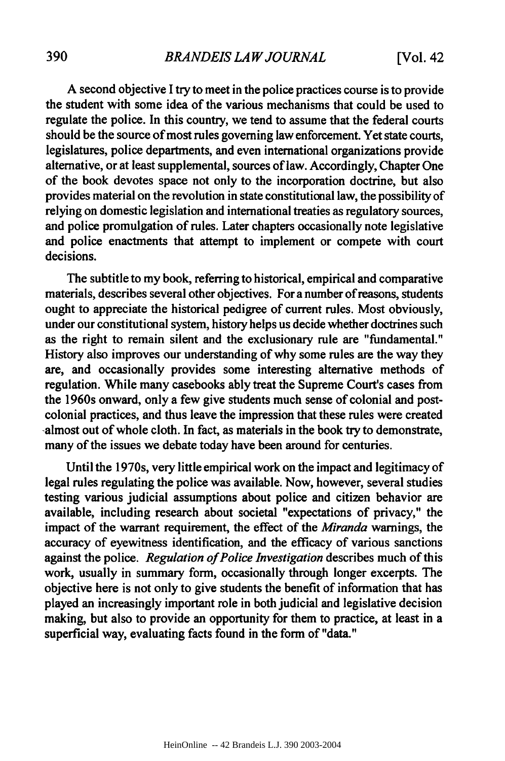A second objective I try to meet in the police practices course is to provide the student with some idea of the various mechanisms that could be used to regulate the police. In this country, we tend to assume that the federal courts should be the source of most rules governing law enforcement. Yet state courts, legislatures, police departments, and even international organizations provide alternative, or at least supplemental, sources of law. Accordingly, Chapter One of the book devotes space not only to the incorporation doctrine, but also provides material on the revolution in state constitutional law, the possibility of relying on domestic legislation and international treaties as regulatory sources, and police promulgation of rules. Later chapters occasionally note legislative and police enactments that attempt to implement or compete with court decisions.

The subtitle to my book, referring to historical, empirical and comparative materials, describes several other objectives. For a number of reasons, students ought to appreciate the historical pedigree of current rules. Most obviously, under our constitutional system, history helps us decide whether doctrines such as the right to remain silent and the exclusionary rule are "fundamental." History also improves our understanding of why some rules are the way they are, and occasionally provides some interesting alternative methods of regulation. While many casebooks ably treat the Supreme Court's cases from the 1960s onward, only a few give students much sense of colonial and post-colonial practices, and thus leave the impression that these rules were created almost out of whole cloth. In fact, as materials in the book try to demonstrate, many of the issues we debate today have been around for centuries.

Until the 1970s, very little empirical work on the impact and legitimacy of legal rules regulating the police was available. Now, however, several studies testing various judicial assumptions about police and citizen behavior are available, including research about societal "expectations of privacy," the impact of the warrant requirement, the effect of the *Miranda* warnings, the accuracy of eyewitness identification, and the efficacy of various sanctions against the police. *Regulation of Police Investigation* describes much of this work, usually in summary form, occasionally through longer excerpts. The objective here is not only to give students the benefit of information that has played an increasingly important role in both judicial and legislative decision making, but also to provide an opportunity for them to practice, at least in a superficial way, evaluating facts found in the form of "data."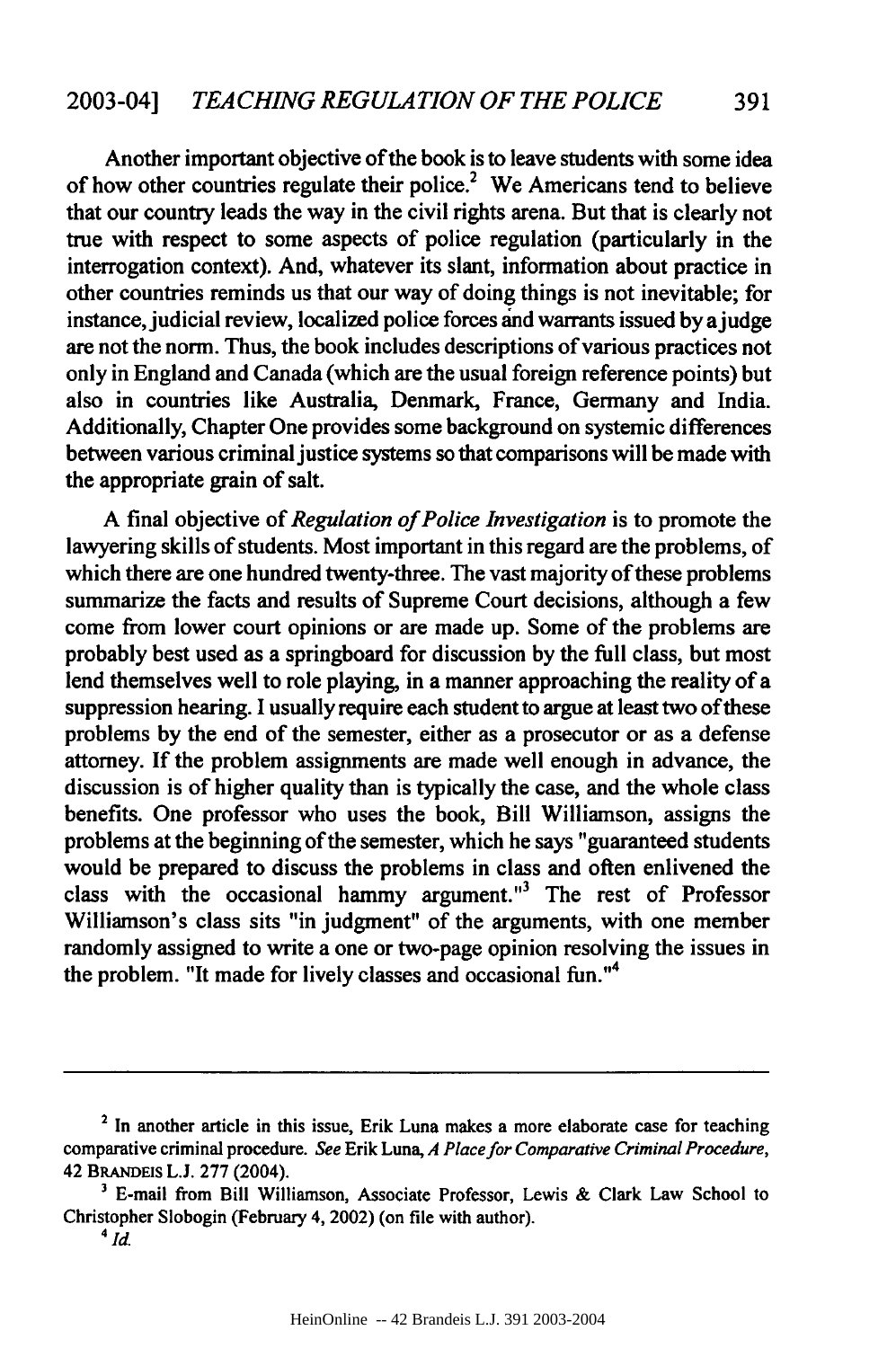Another important objective of the book is to leave students with some idea of how other countries regulate their police.[2] We Americans tend to believe that our country leads the way in the civil rights arena. But that is clearly not true with respect to some aspects of police regulation (particularly in the interrogation context). And, whatever its slant, information about practice in other countries reminds us that our way of doing things is not inevitable; for instance, judicial review, localized police forces and warrants issued by a judge are not the norm. Thus, the book includes descriptions of various practices not only in England and Canada (which are the usual foreign reference points) but also in countries like Australia, Denmark, France, Germany and India. Additionally, Chapter One provides some background on systemic differences between various criminal justice systems so that comparisons will be made with the appropriate grain of salt.

A final objective of *Regulation of Police Investigation* is to promote the lawyering skills of students. Most important in this regard are the problems, of which there are one hundred twenty-three. The vast majority of these problems summarize the facts and results of Supreme Court decisions, although a few come from lower court opinions or are made up. Some of the problems are probably best used as a springboard for discussion by the full class, but most lend themselves well to role playing, in a manner approaching the reality of a suppression hearing. I usually require each student to argue at least two of these problems by the end of the semester, either as a prosecutor or as a defense attorney. If the problem assignments are made well enough in advance, the discussion is of higher quality than is typically the case, and the whole class benefits. One professor who uses the book, Bill Williamson, assigns the problems at the beginning of the semester, which he says "guaranteed students would be prepared to discuss the problems in class and often enlivened the class with the occasional hammy argument."[3] The rest of Professor Williamson's class sits "in judgment" of the arguments, with one member randomly assigned to write a one or two-page opinion resolving the issues in the problem. "It made for lively classes and occasional fun."[4]

---

[2] In another article in this issue, Erik Luna makes a more elaborate case for teaching comparative criminal procedure. *See* Erik Luna, *A Place for Comparative Criminal Procedure*, 42 BRANDEIS L.J. 277 (2004).

[3] E-mail from Bill Williamson, Associate Professor, Lewis & Clark Law School to Christopher Slobogin (February 4, 2002) (on file with author).

[4] *Id.*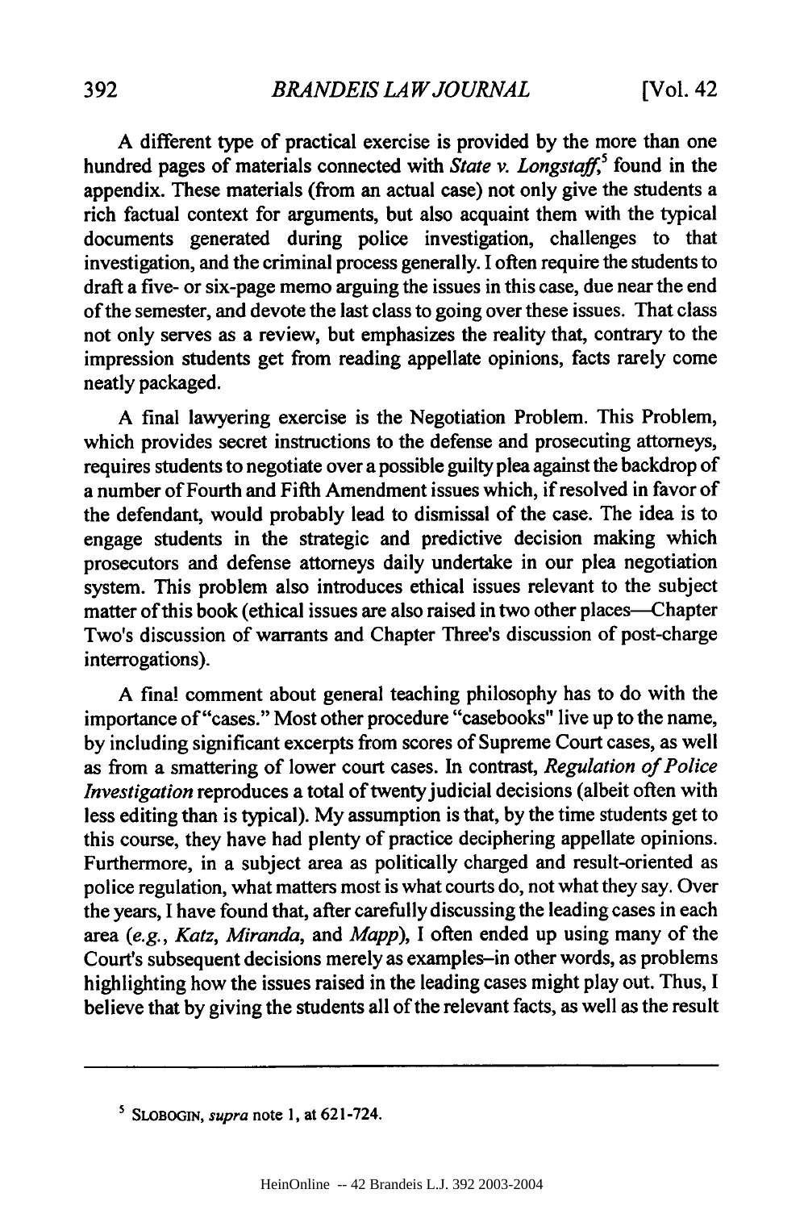A different type of practical exercise is provided by the more than one hundred pages of materials connected with *State v. Longstaff*,[5] found in the appendix. These materials (from an actual case) not only give the students a rich factual context for arguments, but also acquaint them with the typical documents generated during police investigation, challenges to that investigation, and the criminal process generally. I often require the students to draft a five- or six-page memo arguing the issues in this case, due near the end of the semester, and devote the last class to going over these issues. That class not only serves as a review, but emphasizes the reality that, contrary to the impression students get from reading appellate opinions, facts rarely come neatly packaged.

A final lawyering exercise is the Negotiation Problem. This Problem, which provides secret instructions to the defense and prosecuting attorneys, requires students to negotiate over a possible guilty plea against the backdrop of a number of Fourth and Fifth Amendment issues which, if resolved in favor of the defendant, would probably lead to dismissal of the case. The idea is to engage students in the strategic and predictive decision making which prosecutors and defense attorneys daily undertake in our plea negotiation system. This problem also introduces ethical issues relevant to the subject matter of this book (ethical issues are also raised in two other places—Chapter Two's discussion of warrants and Chapter Three's discussion of post-charge interrogations).

A final comment about general teaching philosophy has to do with the importance of "cases." Most other procedure "casebooks" live up to the name, by including significant excerpts from scores of Supreme Court cases, as well as from a smattering of lower court cases. In contrast, *Regulation of Police Investigation* reproduces a total of twenty judicial decisions (albeit often with less editing than is typical). My assumption is that, by the time students get to this course, they have had plenty of practice deciphering appellate opinions. Furthermore, in a subject area as politically charged and result-oriented as police regulation, what matters most is what courts do, not what they say. Over the years, I have found that, after carefully discussing the leading cases in each area (*e.g.*, *Katz*, *Miranda*, and *Mapp*), I often ended up using many of the Court's subsequent decisions merely as examples–in other words, as problems highlighting how the issues raised in the leading cases might play out. Thus, I believe that by giving the students all of the relevant facts, as well as the result

---

[5] SLOBOGIN, *supra* note 1, at 621-724.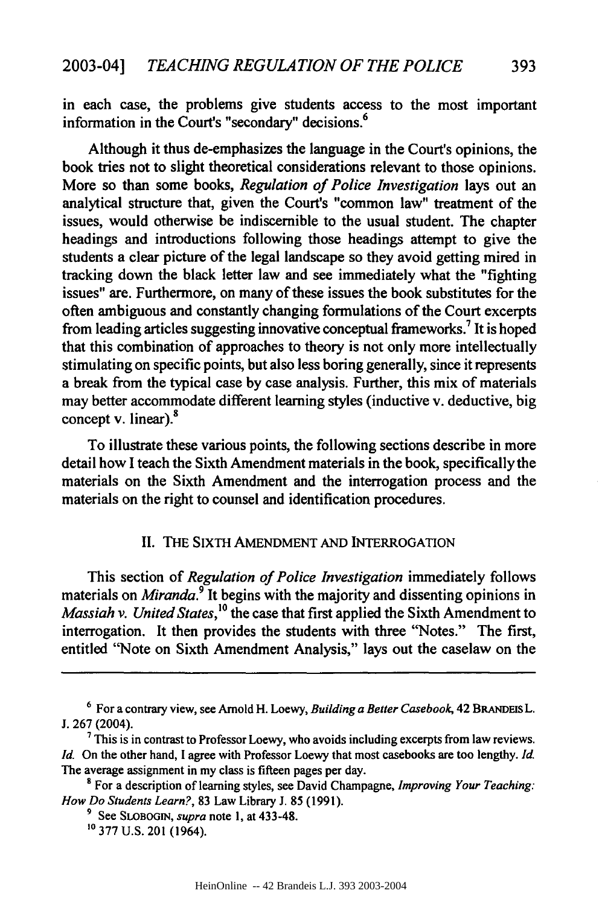in each case, the problems give students access to the most important information in the Court's "secondary" decisions.[6]

Although it thus de-emphasizes the language in the Court's opinions, the book tries not to slight theoretical considerations relevant to those opinions. More so than some books, *Regulation of Police Investigation* lays out an analytical structure that, given the Court's "common law" treatment of the issues, would otherwise be indiscernible to the usual student. The chapter headings and introductions following those headings attempt to give the students a clear picture of the legal landscape so they avoid getting mired in tracking down the black letter law and see immediately what the "fighting issues" are. Furthermore, on many of these issues the book substitutes for the often ambiguous and constantly changing formulations of the Court excerpts from leading articles suggesting innovative conceptual frameworks.[7] It is hoped that this combination of approaches to theory is not only more intellectually stimulating on specific points, but also less boring generally, since it represents a break from the typical case by case analysis. Further, this mix of materials may better accommodate different learning styles (inductive v. deductive, big concept v. linear).[8]

To illustrate these various points, the following sections describe in more detail how I teach the Sixth Amendment materials in the book, specifically the materials on the Sixth Amendment and the interrogation process and the materials on the right to counsel and identification procedures.

## II. THE SIXTH AMENDMENT AND INTERROGATION

This section of *Regulation of Police Investigation* immediately follows materials on *Miranda*.[9] It begins with the majority and dissenting opinions in *Massiah v. United States*,[10] the case that first applied the Sixth Amendment to interrogation. It then provides the students with three "Notes." The first, entitled "Note on Sixth Amendment Analysis," lays out the caselaw on the

---

[6] For a contrary view, see Arnold H. Loewy, *Building a Better Casebook*, 42 BRANDEIS L. J. 267 (2004).

[7] This is in contrast to Professor Loewy, who avoids including excerpts from law reviews. *Id.* On the other hand, I agree with Professor Loewy that most casebooks are too lengthy. *Id.* The average assignment in my class is fifteen pages per day.

[8] For a description of learning styles, see David Champagne, *Improving Your Teaching: How Do Students Learn?*, 83 Law Library J. 85 (1991).

[9] See SLOBOGIN, *supra* note 1, at 433-48.

[10] 377 U.S. 201 (1964).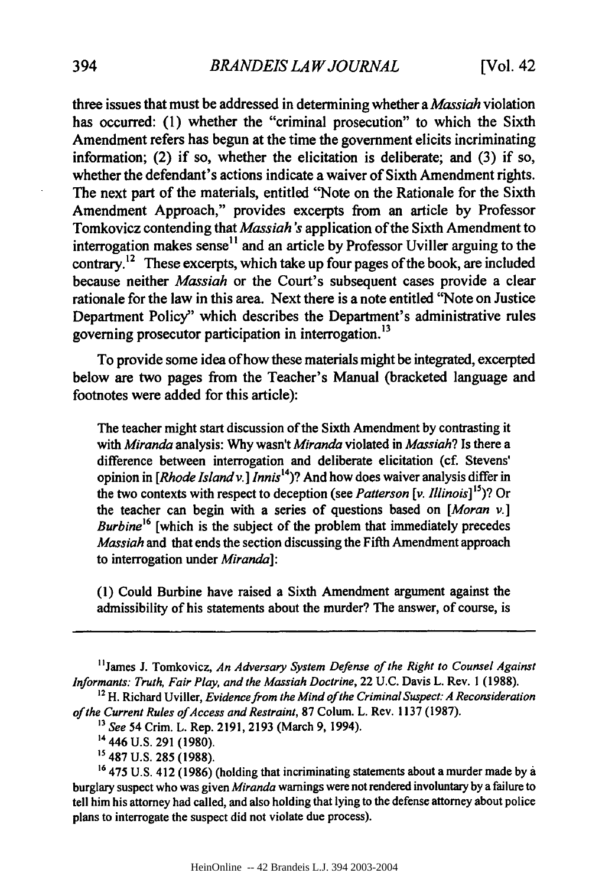three issues that must be addressed in determining whether a *Massiah* violation has occurred: (1) whether the "criminal prosecution" to which the Sixth Amendment refers has begun at the time the government elicits incriminating information; (2) if so, whether the elicitation is deliberate; and (3) if so, whether the defendant's actions indicate a waiver of Sixth Amendment rights. The next part of the materials, entitled "Note on the Rationale for the Sixth Amendment Approach," provides excerpts from an article by Professor Tomkovicz contending that *Massiah's* application of the Sixth Amendment to interrogation makes sense[11] and an article by Professor Uviller arguing to the contrary.[12] These excerpts, which take up four pages of the book, are included because neither *Massiah* or the Court's subsequent cases provide a clear rationale for the law in this area. Next there is a note entitled "Note on Justice Department Policy" which describes the Department's administrative rules governing prosecutor participation in interrogation.[13]

To provide some idea of how these materials might be integrated, excerpted below are two pages from the Teacher's Manual (bracketed language and footnotes were added for this article):

> The teacher might start discussion of the Sixth Amendment by contrasting it with *Miranda* analysis: Why wasn't *Miranda* violated in *Massiah*? Is there a difference between interrogation and deliberate elicitation (cf. Stevens' opinion in [*Rhode Island v.*] *Innis*[14])? And how does waiver analysis differ in the two contexts with respect to deception (see *Patterson* [*v. Illinois*][15])? Or the teacher can begin with a series of questions based on [*Moran v.*] *Burbine*[16] [which is the subject of the problem that immediately precedes *Massiah* and that ends the section discussing the Fifth Amendment approach to interrogation under *Miranda*]:
>
> (1) Could Burbine have raised a Sixth Amendment argument against the admissibility of his statements about the murder? The answer, of course, is

---

[11] James J. Tomkovicz, *An Adversary System Defense of the Right to Counsel Against Informants: Truth, Fair Play, and the Massiah Doctrine*, 22 U.C. Davis L. Rev. 1 (1988).

[12] H. Richard Uviller, *Evidence from the Mind of the Criminal Suspect: A Reconsideration of the Current Rules of Access and Restraint*, 87 Colum. L. Rev. 1137 (1987).

[13] *See* 54 Crim. L. Rep. 2191, 2193 (March 9, 1994).

[14] 446 U.S. 291 (1980).

[15] 487 U.S. 285 (1988).

[16] 475 U.S. 412 (1986) (holding that incriminating statements about a murder made by a burglary suspect who was given *Miranda* warnings were not rendered involuntary by a failure to tell him his attorney had called, and also holding that lying to the defense attorney about police plans to interrogate the suspect did not violate due process).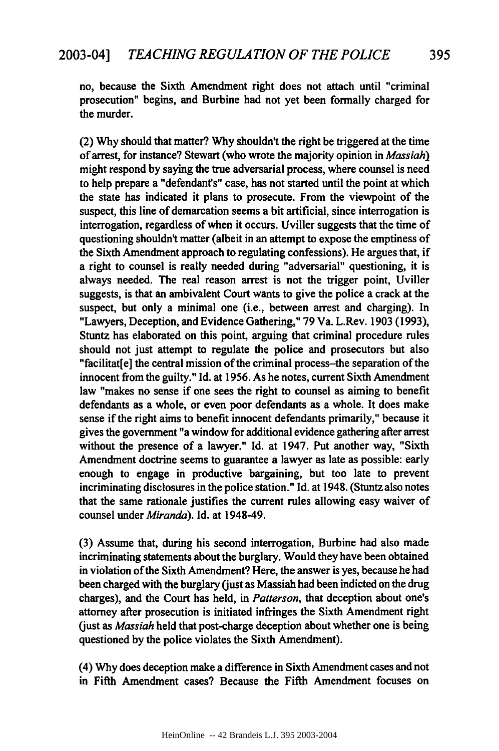no, because the Sixth Amendment right does not attach until "criminal prosecution" begins, and Burbine had not yet been formally charged for the murder.

(2) Why should that matter? Why shouldn't the right be triggered at the time of arrest, for instance? Stewart (who wrote the majority opinion in *Massiah*) might respond by saying the true adversarial process, where counsel is need to help prepare a "defendant's" case, has not started until the point at which the state has indicated it plans to prosecute. From the viewpoint of the suspect, this line of demarcation seems a bit artificial, since interrogation is interrogation, regardless of when it occurs. Uviller suggests that the time of questioning shouldn't matter (albeit in an attempt to expose the emptiness of the Sixth Amendment approach to regulating confessions). He argues that, if a right to counsel is really needed during "adversarial" questioning, it is always needed. The real reason arrest is not the trigger point, Uviller suggests, is that an ambivalent Court wants to give the police a crack at the suspect, but only a minimal one (i.e., between arrest and charging). In "Lawyers, Deception, and Evidence Gathering," 79 Va. L.Rev. 1903 (1993), Stuntz has elaborated on this point, arguing that criminal procedure rules should not just attempt to regulate the police and prosecutors but also "facilitat[e] the central mission of the criminal process–the separation of the innocent from the guilty." Id. at 1956. As he notes, current Sixth Amendment law "makes no sense if one sees the right to counsel as aiming to benefit defendants as a whole, or even poor defendants as a whole. It does make sense if the right aims to benefit innocent defendants primarily," because it gives the government "a window for additional evidence gathering after arrest without the presence of a lawyer." Id. at 1947. Put another way, "Sixth Amendment doctrine seems to guarantee a lawyer as late as possible: early enough to engage in productive bargaining, but too late to prevent incriminating disclosures in the police station." Id. at 1948. (Stuntz also notes that the same rationale justifies the current rules allowing easy waiver of counsel under *Miranda*). Id. at 1948-49.

(3) Assume that, during his second interrogation, Burbine had also made incriminating statements about the burglary. Would they have been obtained in violation of the Sixth Amendment? Here, the answer is yes, because he had been charged with the burglary (just as Massiah had been indicted on the drug charges), and the Court has held, in *Patterson*, that deception about one's attorney after prosecution is initiated infringes the Sixth Amendment right (just as *Massiah* held that post-charge deception about whether one is being questioned by the police violates the Sixth Amendment).

(4) Why does deception make a difference in Sixth Amendment cases and not in Fifth Amendment cases? Because the Fifth Amendment focuses on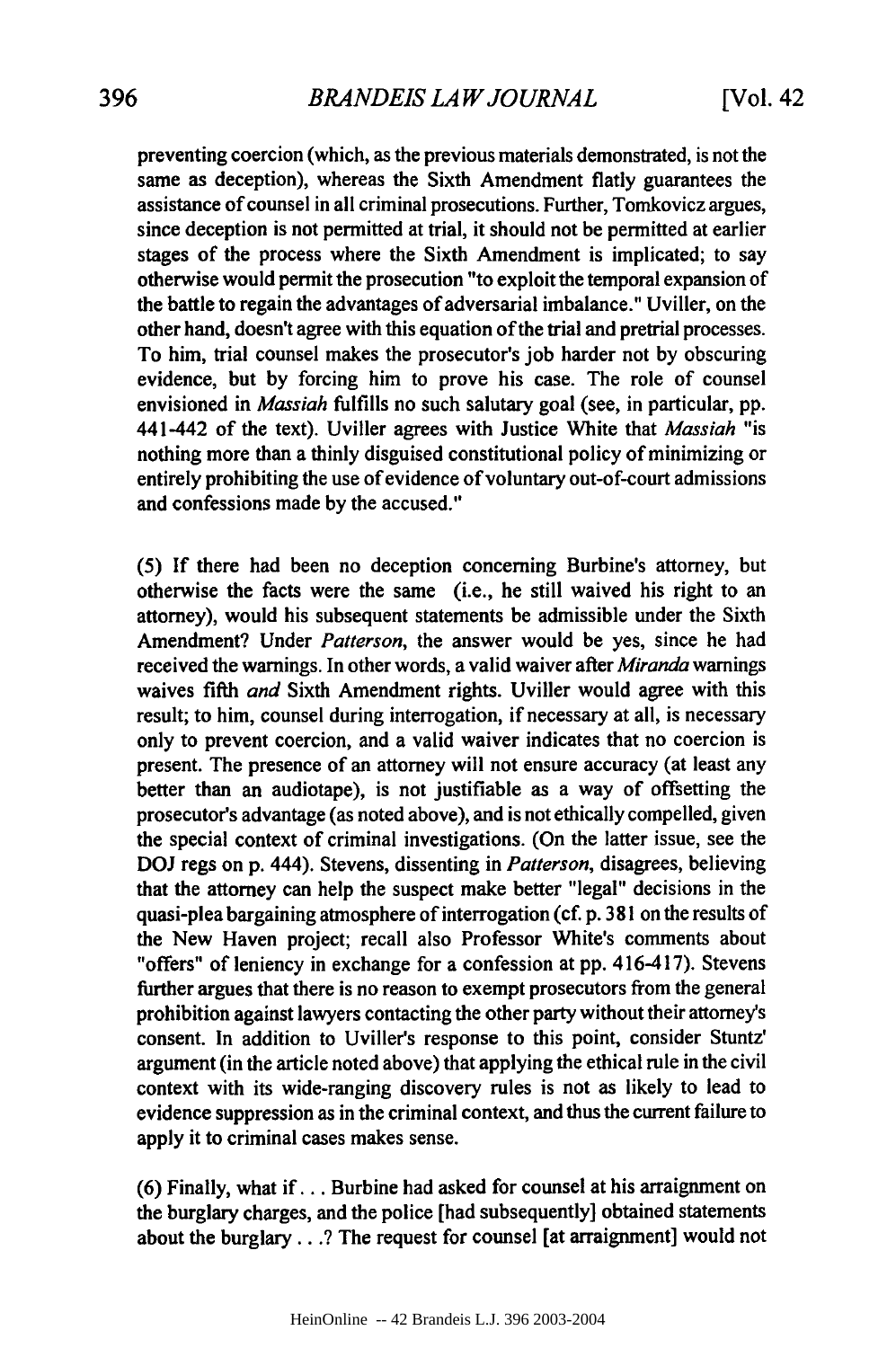preventing coercion (which, as the previous materials demonstrated, is not the same as deception), whereas the Sixth Amendment flatly guarantees the assistance of counsel in all criminal prosecutions. Further, Tomkovicz argues, since deception is not permitted at trial, it should not be permitted at earlier stages of the process where the Sixth Amendment is implicated; to say otherwise would permit the prosecution "to exploit the temporal expansion of the battle to regain the advantages of adversarial imbalance." Uviller, on the other hand, doesn't agree with this equation of the trial and pretrial processes. To him, trial counsel makes the prosecutor's job harder not by obscuring evidence, but by forcing him to prove his case. The role of counsel envisioned in *Massiah* fulfills no such salutary goal (see, in particular, pp. 441-442 of the text). Uviller agrees with Justice White that *Massiah* "is nothing more than a thinly disguised constitutional policy of minimizing or entirely prohibiting the use of evidence of voluntary out-of-court admissions and confessions made by the accused."

(5) If there had been no deception concerning Burbine's attorney, but otherwise the facts were the same (i.e., he still waived his right to an attorney), would his subsequent statements be admissible under the Sixth Amendment? Under *Patterson*, the answer would be yes, since he had received the warnings. In other words, a valid waiver after *Miranda* warnings waives fifth *and* Sixth Amendment rights. Uviller would agree with this result; to him, counsel during interrogation, if necessary at all, is necessary only to prevent coercion, and a valid waiver indicates that no coercion is present. The presence of an attorney will not ensure accuracy (at least any better than an audiotape), is not justifiable as a way of offsetting the prosecutor's advantage (as noted above), and is not ethically compelled, given the special context of criminal investigations. (On the latter issue, see the DOJ regs on p. 444). Stevens, dissenting in *Patterson*, disagrees, believing that the attorney can help the suspect make better "legal" decisions in the quasi-plea bargaining atmosphere of interrogation (cf. p. 381 on the results of the New Haven project; recall also Professor White's comments about "offers" of leniency in exchange for a confession at pp. 416-417). Stevens further argues that there is no reason to exempt prosecutors from the general prohibition against lawyers contacting the other party without their attorney's consent. In addition to Uviller's response to this point, consider Stuntz' argument (in the article noted above) that applying the ethical rule in the civil context with its wide-ranging discovery rules is not as likely to lead to evidence suppression as in the criminal context, and thus the current failure to apply it to criminal cases makes sense.

(6) Finally, what if . . . Burbine had asked for counsel at his arraignment on the burglary charges, and the police [had subsequently] obtained statements about the burglary . . .? The request for counsel [at arraignment] would not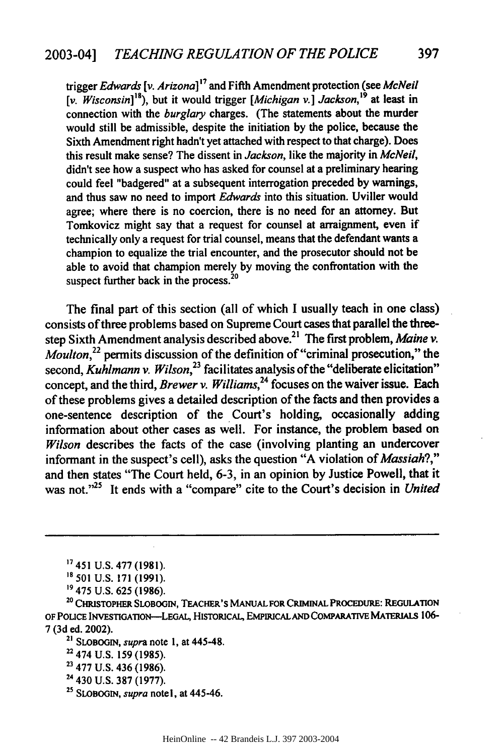trigger *Edwards* [*v. Arizona*][17] and Fifth Amendment protection (see *McNeil* [*v. Wisconsin*][18]), but it would trigger [*Michigan v.*] *Jackson*,[19] at least in connection with the *burglary* charges. (The statements about the murder would still be admissible, despite the initiation by the police, because the Sixth Amendment right hadn't yet attached with respect to that charge). Does this result make sense? The dissent in *Jackson*, like the majority in *McNeil*, didn't see how a suspect who has asked for counsel at a preliminary hearing could feel "badgered" at a subsequent interrogation preceded by warnings, and thus saw no need to import *Edwards* into this situation. Uviller would agree; where there is no coercion, there is no need for an attorney. But Tomkovicz might say that a request for counsel at arraignment, even if technically only a request for trial counsel, means that the defendant wants a champion to equalize the trial encounter, and the prosecutor should not be able to avoid that champion merely by moving the confrontation with the suspect further back in the process.[20]

The final part of this section (all of which I usually teach in one class) consists of three problems based on Supreme Court cases that parallel the three-step Sixth Amendment analysis described above.[21] The first problem, *Maine v. Moulton*,[22] permits discussion of the definition of "criminal prosecution," the second, *Kuhlmann v. Wilson*,[23] facilitates analysis of the "deliberate elicitation" concept, and the third, *Brewer v. Williams*,[24] focuses on the waiver issue. Each of these problems gives a detailed description of the facts and then provides a one-sentence description of the Court's holding, occasionally adding information about other cases as well. For instance, the problem based on *Wilson* describes the facts of the case (involving planting an undercover informant in the suspect's cell), asks the question "A violation of *Massiah*?," and then states "The Court held, 6-3, in an opinion by Justice Powell, that it was not."[25] It ends with a "compare" cite to the Court's decision in *United*

---

[17] 451 U.S. 477 (1981).

[18] 501 U.S. 171 (1991).

[19] 475 U.S. 625 (1986).

[20] CHRISTOPHER SLOBOGIN, TEACHER'S MANUAL FOR CRIMINAL PROCEDURE: REGULATION OF POLICE INVESTIGATION—LEGAL, HISTORICAL, EMPIRICAL AND COMPARATIVE MATERIALS 106-7 (3d ed. 2002).

[21] SLOBOGIN, *supra* note 1, at 445-48.

[22] 474 U.S. 159 (1985).

[23] 477 U.S. 436 (1986).

[24] 430 U.S. 387 (1977).

[25] SLOBOGIN, *supra* note1, at 445-46.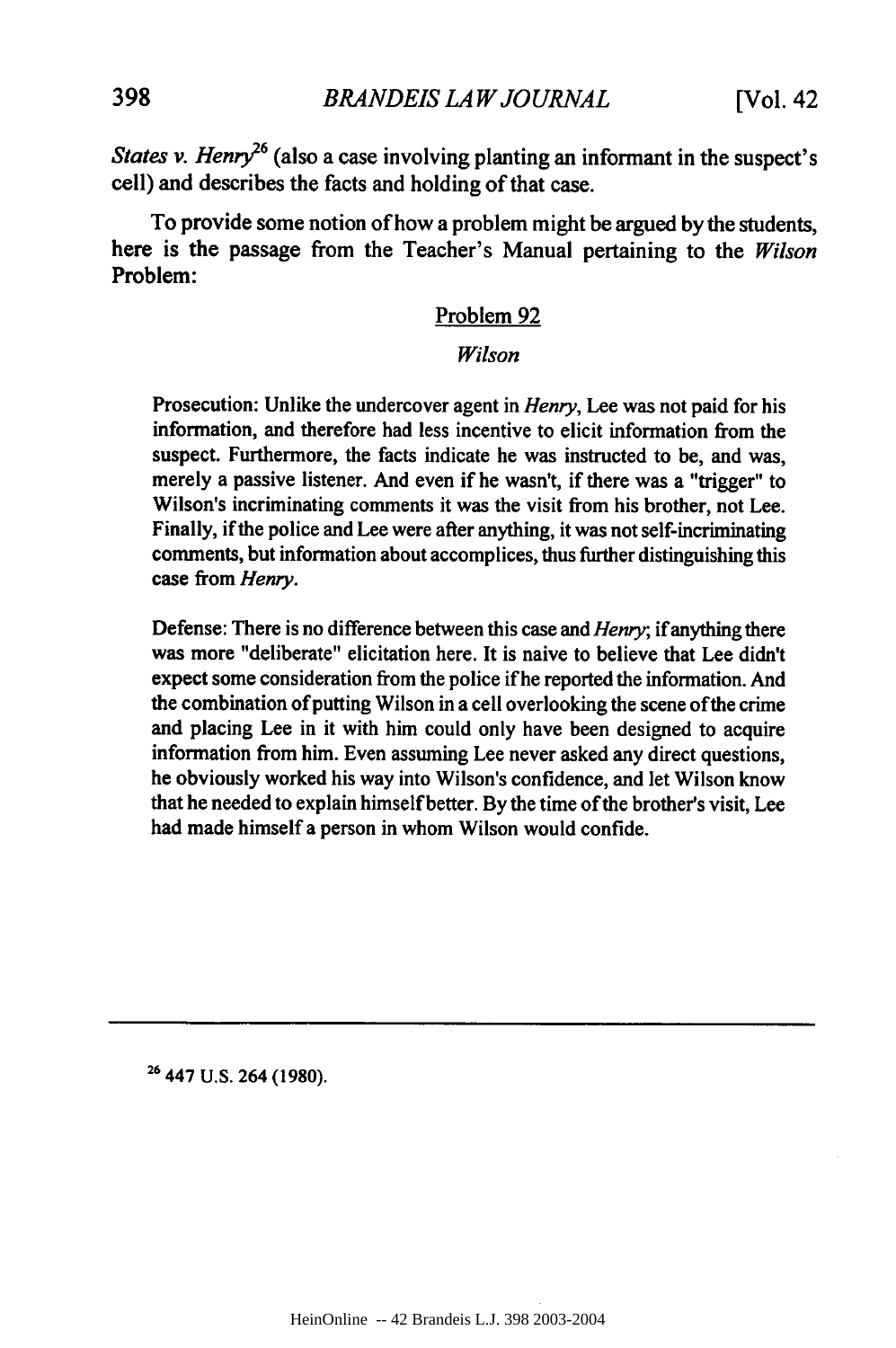*States v. Henry*[26] (also a case involving planting an informant in the suspect's cell) and describes the facts and holding of that case.

To provide some notion of how a problem might be argued by the students, here is the passage from the Teacher's Manual pertaining to the *Wilson* Problem:

<u>Problem 92</u>

*Wilson*

> Prosecution: Unlike the undercover agent in *Henry*, Lee was not paid for his information, and therefore had less incentive to elicit information from the suspect. Furthermore, the facts indicate he was instructed to be, and was, merely a passive listener. And even if he wasn't, if there was a "trigger" to Wilson's incriminating comments it was the visit from his brother, not Lee. Finally, if the police and Lee were after anything, it was not self-incriminating comments, but information about accomplices, thus further distinguishing this case from *Henry*.
>
> Defense: There is no difference between this case and *Henry*; if anything there was more "deliberate" elicitation here. It is naive to believe that Lee didn't expect some consideration from the police if he reported the information. And the combination of putting Wilson in a cell overlooking the scene of the crime and placing Lee in it with him could only have been designed to acquire information from him. Even assuming Lee never asked any direct questions, he obviously worked his way into Wilson's confidence, and let Wilson know that he needed to explain himself better. By the time of the brother's visit, Lee had made himself a person in whom Wilson would confide.

---

[26] 447 U.S. 264 (1980).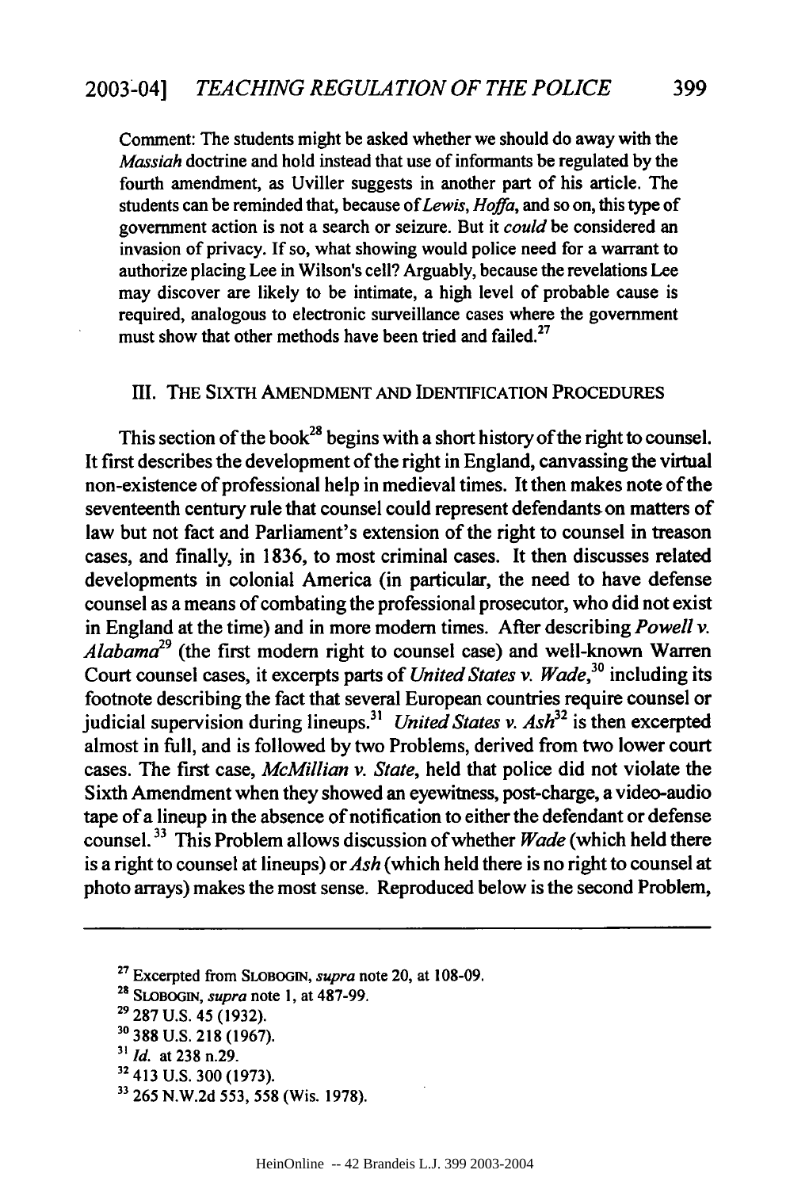Comment: The students might be asked whether we should do away with the *Massiah* doctrine and hold instead that use of informants be regulated by the fourth amendment, as Uviller suggests in another part of his article. The students can be reminded that, because of *Lewis*, *Hoffa*, and so on, this type of government action is not a search or seizure. But it *could* be considered an invasion of privacy. If so, what showing would police need for a warrant to authorize placing Lee in Wilson's cell? Arguably, because the revelations Lee may discover are likely to be intimate, a high level of probable cause is required, analogous to electronic surveillance cases where the government must show that other methods have been tried and failed.[27]

## III. THE SIXTH AMENDMENT AND IDENTIFICATION PROCEDURES

This section of the book[28] begins with a short history of the right to counsel. It first describes the development of the right in England, canvassing the virtual non-existence of professional help in medieval times. It then makes note of the seventeenth century rule that counsel could represent defendants on matters of law but not fact and Parliament's extension of the right to counsel in treason cases, and finally, in 1836, to most criminal cases. It then discusses related developments in colonial America (in particular, the need to have defense counsel as a means of combating the professional prosecutor, who did not exist in England at the time) and in more modern times. After describing *Powell v. Alabama*[29] (the first modern right to counsel case) and well-known Warren Court counsel cases, it excerpts parts of *United States v. Wade*,[30] including its footnote describing the fact that several European countries require counsel or judicial supervision during lineups.[31] *United States v. Ash*[32] is then excerpted almost in full, and is followed by two Problems, derived from two lower court cases. The first case, *McMillian v. State*, held that police did not violate the Sixth Amendment when they showed an eyewitness, post-charge, a video-audio tape of a lineup in the absence of notification to either the defendant or defense counsel.[33] This Problem allows discussion of whether *Wade* (which held there is a right to counsel at lineups) or *Ash* (which held there is no right to counsel at photo arrays) makes the most sense. Reproduced below is the second Problem,

---

[27] Excerpted from SLOBOGIN, *supra* note 20, at 108-09.

[28] SLOBOGIN, *supra* note 1, at 487-99.

[29] 287 U.S. 45 (1932).

[30] 388 U.S. 218 (1967).

[31] *Id.* at 238 n.29.

[32] 413 U.S. 300 (1973).

[33] 265 N.W.2d 553, 558 (Wis. 1978).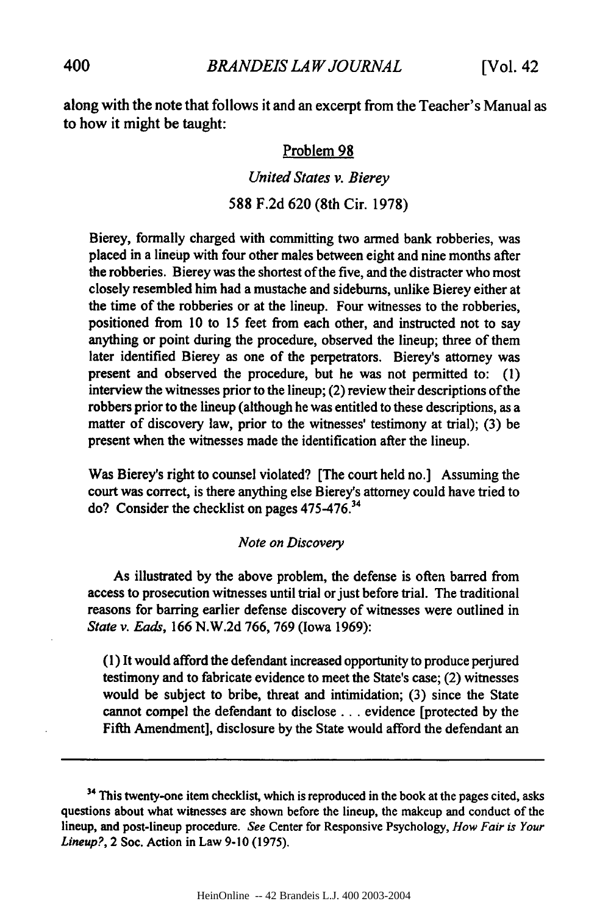along with the note that follows it and an excerpt from the Teacher's Manual as to how it might be taught:

<u>Problem 98</u>

*United States v. Bierey*

588 F.2d 620 (8th Cir. 1978)

> Bierey, formally charged with committing two armed bank robberies, was placed in a lineup with four other males between eight and nine months after the robberies. Bierey was the shortest of the five, and the distracter who most closely resembled him had a mustache and sideburns, unlike Bierey either at the time of the robberies or at the lineup. Four witnesses to the robberies, positioned from 10 to 15 feet from each other, and instructed not to say anything or point during the procedure, observed the lineup; three of them later identified Bierey as one of the perpetrators. Bierey's attorney was present and observed the procedure, but he was not permitted to: (1) interview the witnesses prior to the lineup; (2) review their descriptions of the robbers prior to the lineup (although he was entitled to these descriptions, as a matter of discovery law, prior to the witnesses' testimony at trial); (3) be present when the witnesses made the identification after the lineup.
>
> Was Bierey's right to counsel violated? [The court held no.] Assuming the court was correct, is there anything else Bierey's attorney could have tried to do? Consider the checklist on pages 475-476.[34]

*Note on Discovery*

As illustrated by the above problem, the defense is often barred from access to prosecution witnesses until trial or just before trial. The traditional reasons for barring earlier defense discovery of witnesses were outlined in *State v. Eads*, 166 N.W.2d 766, 769 (Iowa 1969):

> (1) It would afford the defendant increased opportunity to produce perjured testimony and to fabricate evidence to meet the State's case; (2) witnesses would be subject to bribe, threat and intimidation; (3) since the State cannot compel the defendant to disclose . . . evidence [protected by the Fifth Amendment], disclosure by the State would afford the defendant an

---

[34] This twenty-one item checklist, which is reproduced in the book at the pages cited, asks questions about what witnesses are shown before the lineup, the makeup and conduct of the lineup, and post-lineup procedure. *See* Center for Responsive Psychology, *How Fair is Your Lineup?*, 2 Soc. Action in Law 9-10 (1975).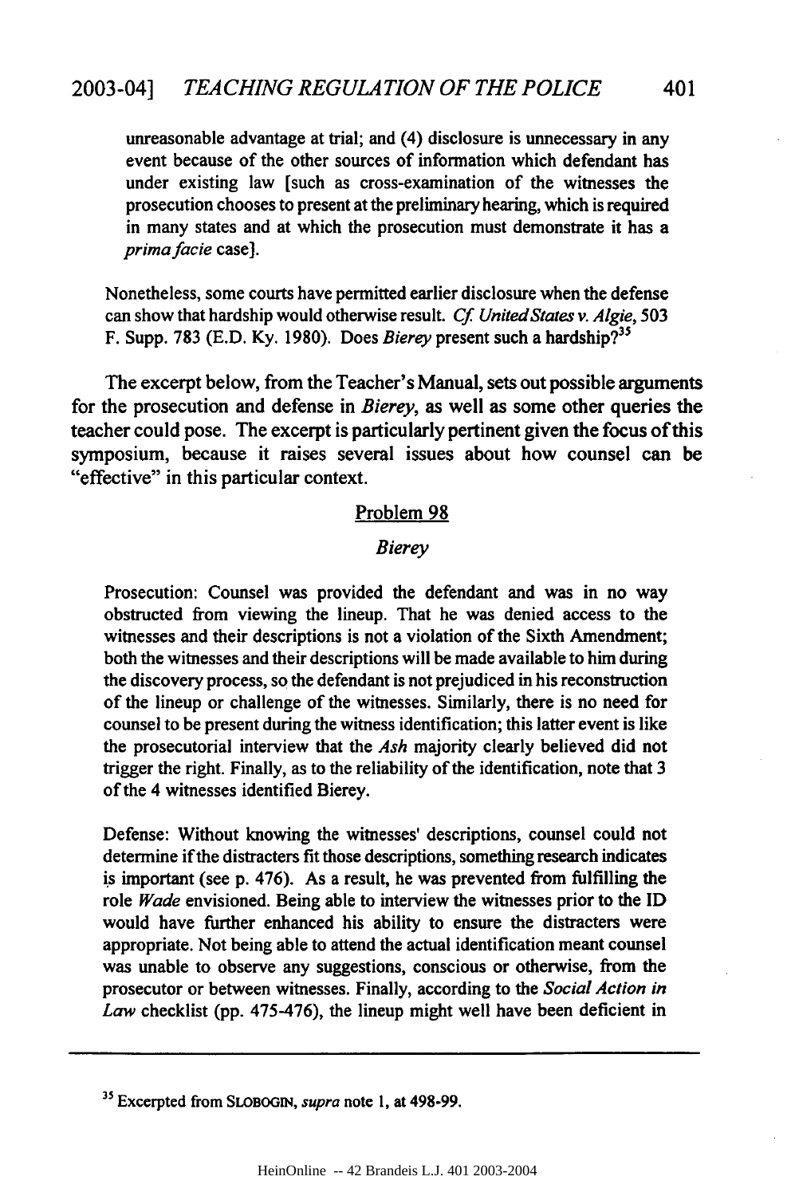unreasonable advantage at trial; and (4) disclosure is unnecessary in any event because of the other sources of information which defendant has under existing law [such as cross-examination of the witnesses the prosecution chooses to present at the preliminary hearing, which is required in many states and at which the prosecution must demonstrate it has a *prima facie* case].

Nonetheless, some courts have permitted earlier disclosure when the defense can show that hardship would otherwise result. *Cf. United States v. Algie*, 503 F. Supp. 783 (E.D. Ky. 1980). Does *Bierey* present such a hardship?[35]

The excerpt below, from the Teacher's Manual, sets out possible arguments for the prosecution and defense in *Bierey*, as well as some other queries the teacher could pose. The excerpt is particularly pertinent given the focus of this symposium, because it raises several issues about how counsel can be "effective" in this particular context.

<u>Problem 98</u>

*Bierey*

Prosecution: Counsel was provided the defendant and was in no way obstructed from viewing the lineup. That he was denied access to the witnesses and their descriptions is not a violation of the Sixth Amendment; both the witnesses and their descriptions will be made available to him during the discovery process, so the defendant is not prejudiced in his reconstruction of the lineup or challenge of the witnesses. Similarly, there is no need for counsel to be present during the witness identification; this latter event is like the prosecutorial interview that the *Ash* majority clearly believed did not trigger the right. Finally, as to the reliability of the identification, note that 3 of the 4 witnesses identified Bierey.

Defense: Without knowing the witnesses' descriptions, counsel could not determine if the distracters fit those descriptions, something research indicates is important (see p. 476). As a result, he was prevented from fulfilling the role *Wade* envisioned. Being able to interview the witnesses prior to the ID would have further enhanced his ability to ensure the distracters were appropriate. Not being able to attend the actual identification meant counsel was unable to observe any suggestions, conscious or otherwise, from the prosecutor or between witnesses. Finally, according to the *Social Action in Law* checklist (pp. 475-476), the lineup might well have been deficient in

---

[35] Excerpted from SLOBOGIN, *supra* note 1, at 498-99.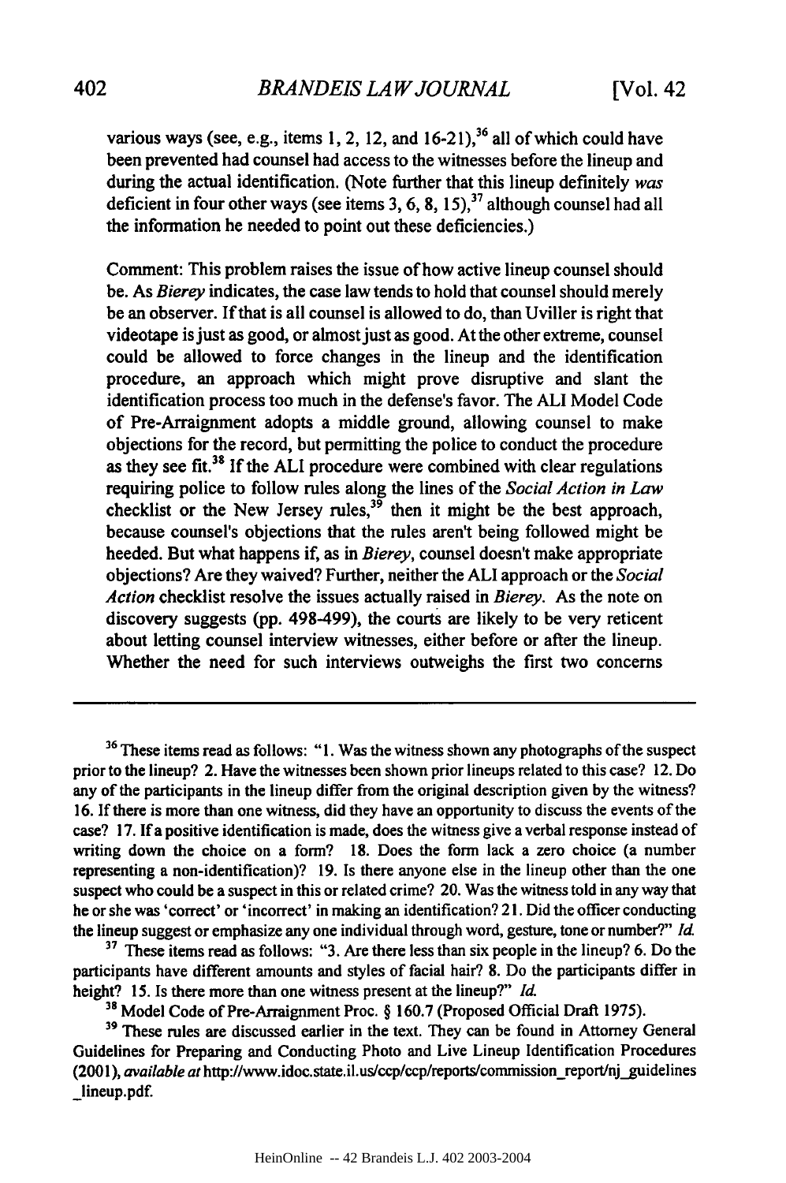various ways (see, e.g., items 1, 2, 12, and 16-21),[36] all of which could have been prevented had counsel had access to the witnesses before the lineup and during the actual identification. (Note further that this lineup definitely *was* deficient in four other ways (see items 3, 6, 8, 15),[37] although counsel had all the information he needed to point out these deficiencies.)

Comment: This problem raises the issue of how active lineup counsel should be. As *Bierey* indicates, the case law tends to hold that counsel should merely be an observer. If that is all counsel is allowed to do, than Uviller is right that videotape is just as good, or almost just as good. At the other extreme, counsel could be allowed to force changes in the lineup and the identification procedure, an approach which might prove disruptive and slant the identification process too much in the defense's favor. The ALI Model Code of Pre-Arraignment adopts a middle ground, allowing counsel to make objections for the record, but permitting the police to conduct the procedure as they see fit.[38] If the ALI procedure were combined with clear regulations requiring police to follow rules along the lines of the *Social Action in Law* checklist or the New Jersey rules,[39] then it might be the best approach, because counsel's objections that the rules aren't being followed might be heeded. But what happens if, as in *Bierey*, counsel doesn't make appropriate objections? Are they waived? Further, neither the ALI approach or the *Social Action* checklist resolve the issues actually raised in *Bierey*. As the note on discovery suggests (pp. 498-499), the courts are likely to be very reticent about letting counsel interview witnesses, either before or after the lineup. Whether the need for such interviews outweighs the first two concerns

---

[36] These items read as follows: "1. Was the witness shown any photographs of the suspect prior to the lineup? 2. Have the witnesses been shown prior lineups related to this case? 12. Do any of the participants in the lineup differ from the original description given by the witness? 16. If there is more than one witness, did they have an opportunity to discuss the events of the case? 17. If a positive identification is made, does the witness give a verbal response instead of writing down the choice on a form? 18. Does the form lack a zero choice (a number representing a non-identification)? 19. Is there anyone else in the lineup other than the one suspect who could be a suspect in this or related crime? 20. Was the witness told in any way that he or she was 'correct' or 'incorrect' in making an identification? 21. Did the officer conducting the lineup suggest or emphasize any one individual through word, gesture, tone or number?" *Id.*

[37] These items read as follows: "3. Are there less than six people in the lineup? 6. Do the participants have different amounts and styles of facial hair? 8. Do the participants differ in height? 15. Is there more than one witness present at the lineup?" *Id.*

[38] Model Code of Pre-Arraignment Proc. § 160.7 (Proposed Official Draft 1975).

[39] These rules are discussed earlier in the text. They can be found in Attorney General Guidelines for Preparing and Conducting Photo and Live Lineup Identification Procedures (2001), *available at* http://www.idoc.state.il.us/ccp/ccp/reports/commission_report/nj_guidelines_lineup.pdf.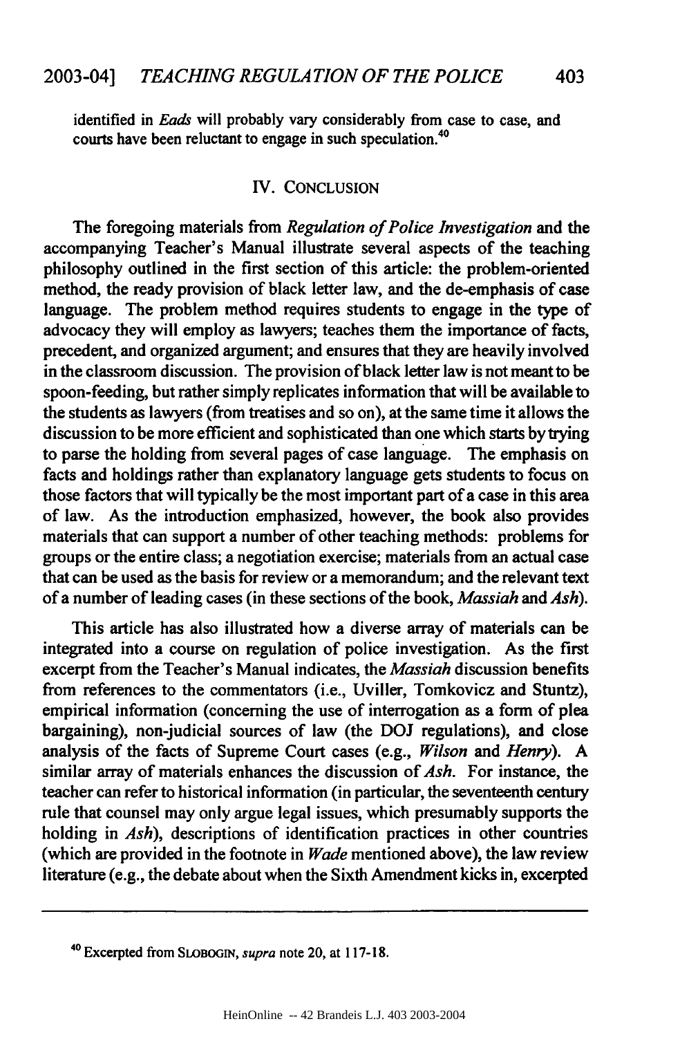identified in *Eads* will probably vary considerably from case to case, and courts have been reluctant to engage in such speculation.[40]

## IV. CONCLUSION

The foregoing materials from *Regulation of Police Investigation* and the accompanying Teacher's Manual illustrate several aspects of the teaching philosophy outlined in the first section of this article: the problem-oriented method, the ready provision of black letter law, and the de-emphasis of case language. The problem method requires students to engage in the type of advocacy they will employ as lawyers; teaches them the importance of facts, precedent, and organized argument; and ensures that they are heavily involved in the classroom discussion. The provision of black letter law is not meant to be spoon-feeding, but rather simply replicates information that will be available to the students as lawyers (from treatises and so on), at the same time it allows the discussion to be more efficient and sophisticated than one which starts by trying to parse the holding from several pages of case language. The emphasis on facts and holdings rather than explanatory language gets students to focus on those factors that will typically be the most important part of a case in this area of law. As the introduction emphasized, however, the book also provides materials that can support a number of other teaching methods: problems for groups or the entire class; a negotiation exercise; materials from an actual case that can be used as the basis for review or a memorandum; and the relevant text of a number of leading cases (in these sections of the book, *Massiah* and *Ash*).

This article has also illustrated how a diverse array of materials can be integrated into a course on regulation of police investigation. As the first excerpt from the Teacher's Manual indicates, the *Massiah* discussion benefits from references to the commentators (i.e., Uviller, Tomkovicz and Stuntz), empirical information (concerning the use of interrogation as a form of plea bargaining), non-judicial sources of law (the DOJ regulations), and close analysis of the facts of Supreme Court cases (e.g., *Wilson* and *Henry*). A similar array of materials enhances the discussion of *Ash*. For instance, the teacher can refer to historical information (in particular, the seventeenth century rule that counsel may only argue legal issues, which presumably supports the holding in *Ash*), descriptions of identification practices in other countries (which are provided in the footnote in *Wade* mentioned above), the law review literature (e.g., the debate about when the Sixth Amendment kicks in, excerpted

---

[40] Excerpted from SLOBOGIN, *supra* note 20, at 117-18.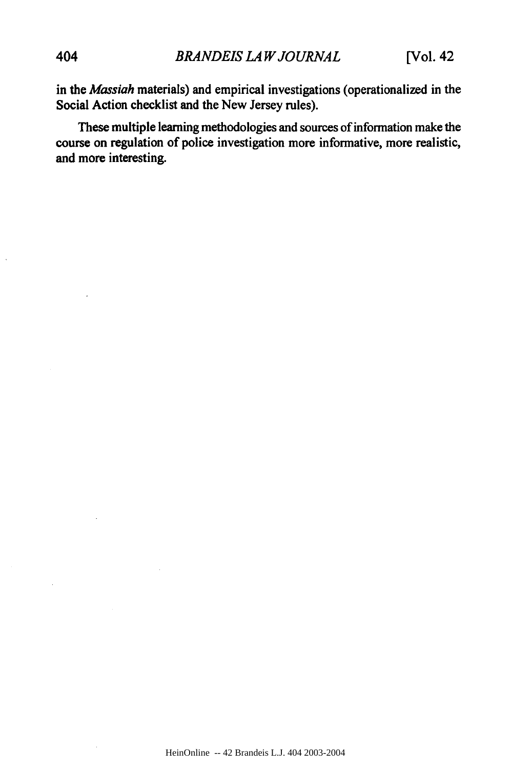in the *Massiah* materials) and empirical investigations (operationalized in the Social Action checklist and the New Jersey rules).

These multiple learning methodologies and sources of information make the course on regulation of police investigation more informative, more realistic, and more interesting.